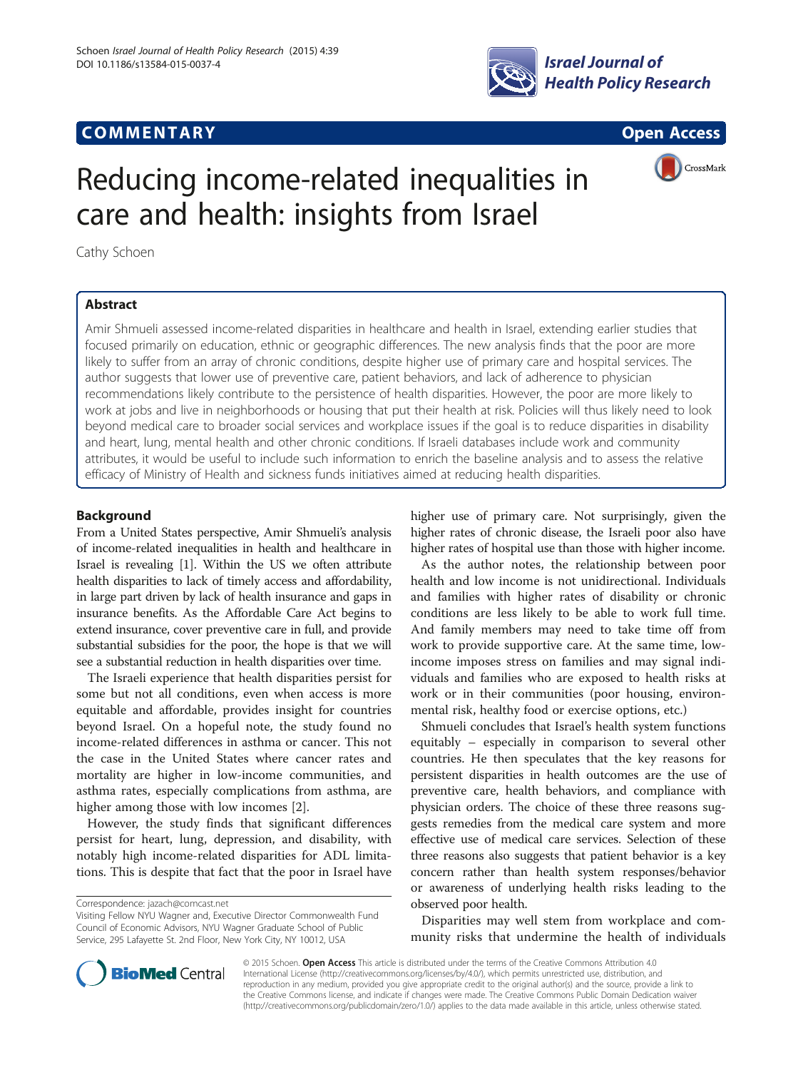COMMENTARY Open Access

# Reducing income-related inequalities in care and health: insights from Israel

Cathy Schoen

## Abstract

Amir Shmueli assessed income-related disparities in healthcare and health in Israel, extending earlier studies that focused primarily on education, ethnic or geographic differences. The new analysis finds that the poor are more likely to suffer from an array of chronic conditions, despite higher use of primary care and hospital services. The author suggests that lower use of preventive care, patient behaviors, and lack of adherence to physician recommendations likely contribute to the persistence of health disparities. However, the poor are more likely to work at jobs and live in neighborhoods or housing that put their health at risk. Policies will thus likely need to look beyond medical care to broader social services and workplace issues if the goal is to reduce disparities in disability and heart, lung, mental health and other chronic conditions. If Israeli databases include work and community attributes, it would be useful to include such information to enrich the baseline analysis and to assess the relative efficacy of Ministry of Health and sickness funds initiatives aimed at reducing health disparities.

## Background

From a United States perspective, Amir Shmueli's analysis of income-related inequalities in health and healthcare in Israel is revealing [1]. Within the US we often attribute health disparities to lack of timely access and affordability, in large part driven by lack of health insurance and gaps in insurance benefits. As the Affordable Care Act begins to extend insurance, cover preventive care in full, and provide substantial subsidies for the poor, the hope is that we will see a substantial reduction in health disparities over time.

The Israeli experience that health disparities persist for some but not all conditions, even when access is more equitable and affordable, provides insight for countries beyond Israel. On a hopeful note, the study found no income-related differences in asthma or cancer. This not the case in the United States where cancer rates and mortality are higher in low-income communities, and asthma rates, especially complications from asthma, are higher among those with low incomes [2].

However, the study finds that significant differences persist for heart, lung, depression, and disability, with notably high income-related disparities for ADL limitations. This is despite that fact that the poor in Israel have higher use of primary care. Not surprisingly, given the higher rates of chronic disease, the Israeli poor also have higher rates of hospital use than those with higher income.

As the author notes, the relationship between poor health and low income is not unidirectional. Individuals and families with higher rates of disability or chronic conditions are less likely to be able to work full time. And family members may need to take time off from work to provide supportive care. At the same time, low-income imposes stress on families and may signal individuals and families who are exposed to health risks at work or in their communities (poor housing, environmental risk, healthy food or exercise options, etc.)

Shmueli concludes that Israel's health system functions equitably – especially in comparison to several other countries. He then speculates that the key reasons for persistent disparities in health outcomes are the use of preventive care, health behaviors, and compliance with physician orders. The choice of these three reasons suggests remedies from the medical care system and more effective use of medical care services. Selection of these three reasons also suggests that patient behavior is a key concern rather than health system responses/behavior or awareness of underlying health risks leading to the observed poor health.

Disparities may well stem from workplace and community risks that undermine the health of individuals

Correspondence: jazach@comcast.net
Visiting Fellow NYU Wagner and, Executive Director Commonwealth Fund Council of Economic Advisors, NYU Wagner Graduate School of Public Service, 295 Lafayette St. 2nd Floor, New York City, NY 10012, USA

© 2015 Schoen. **Open Access** This article is distributed under the terms of the Creative Commons Attribution 4.0 International License (http://creativecommons.org/licenses/by/4.0/), which permits unrestricted use, distribution, and reproduction in any medium, provided you give appropriate credit to the original author(s) and the source, provide a link to the Creative Commons license, and indicate if changes were made. The Creative Commons Public Domain Dedication waiver (http://creativecommons.org/publicdomain/zero/1.0/) applies to the data made available in this article, unless otherwise stated.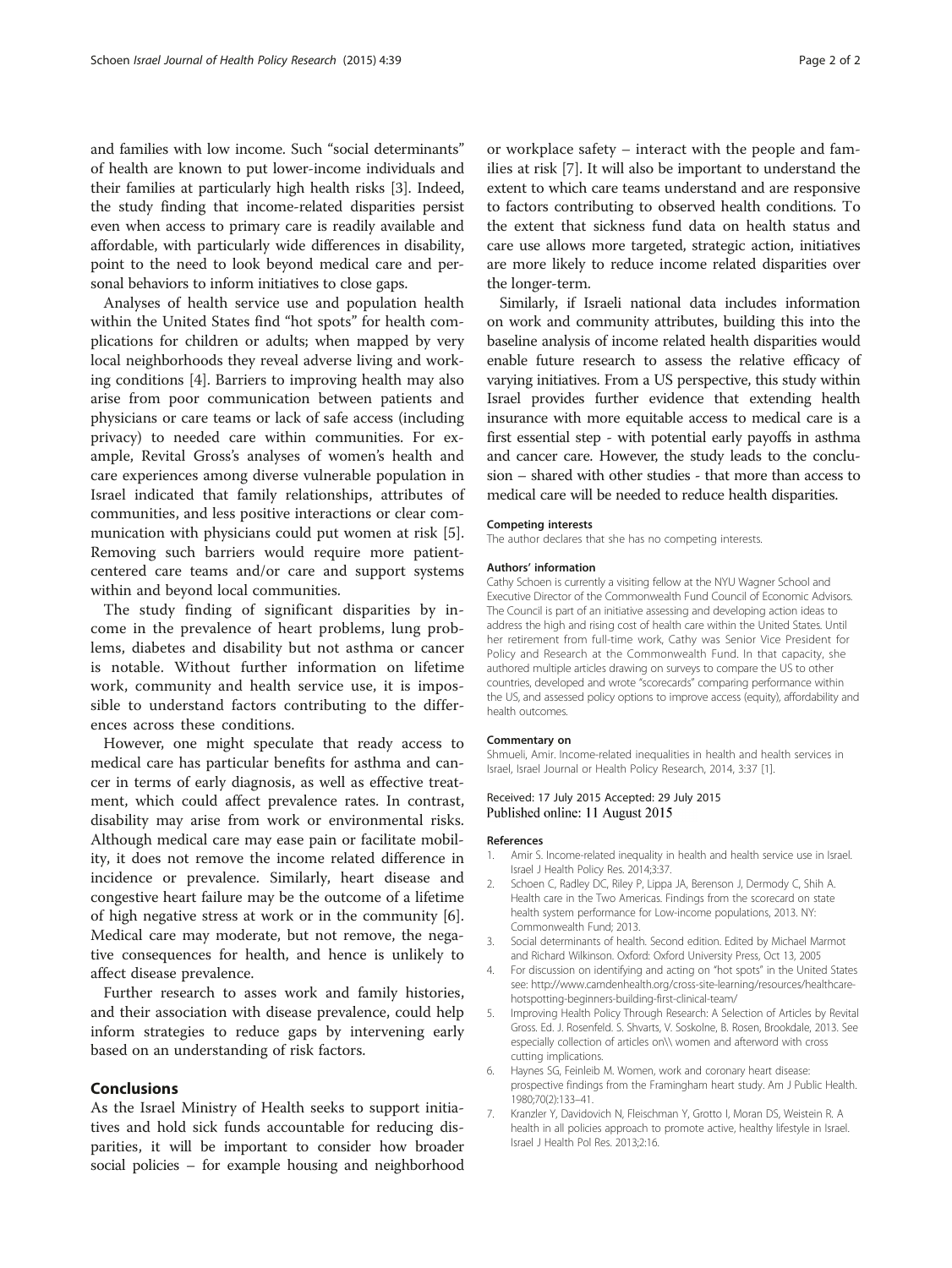and families with low income. Such "social determinants" of health are known to put lower-income individuals and their families at particularly high health risks [3]. Indeed, the study finding that income-related disparities persist even when access to primary care is readily available and affordable, with particularly wide differences in disability, point to the need to look beyond medical care and personal behaviors to inform initiatives to close gaps.

Analyses of health service use and population health within the United States find "hot spots" for health complications for children or adults; when mapped by very local neighborhoods they reveal adverse living and working conditions [4]. Barriers to improving health may also arise from poor communication between patients and physicians or care teams or lack of safe access (including privacy) to needed care within communities. For example, Revital Gross's analyses of women's health and care experiences among diverse vulnerable population in Israel indicated that family relationships, attributes of communities, and less positive interactions or clear communication with physicians could put women at risk [5]. Removing such barriers would require more patient-centered care teams and/or care and support systems within and beyond local communities.

The study finding of significant disparities by income in the prevalence of heart problems, lung problems, diabetes and disability but not asthma or cancer is notable. Without further information on lifetime work, community and health service use, it is impossible to understand factors contributing to the differences across these conditions.

However, one might speculate that ready access to medical care has particular benefits for asthma and cancer in terms of early diagnosis, as well as effective treatment, which could affect prevalence rates. In contrast, disability may arise from work or environmental risks. Although medical care may ease pain or facilitate mobility, it does not remove the income related difference in incidence or prevalence. Similarly, heart disease and congestive heart failure may be the outcome of a lifetime of high negative stress at work or in the community [6]. Medical care may moderate, but not remove, the negative consequences for health, and hence is unlikely to affect disease prevalence.

Further research to asses work and family histories, and their association with disease prevalence, could help inform strategies to reduce gaps by intervening early based on an understanding of risk factors.

## Conclusions

As the Israel Ministry of Health seeks to support initiatives and hold sick funds accountable for reducing disparities, it will be important to consider how broader social policies – for example housing and neighborhood or workplace safety – interact with the people and families at risk [7]. It will also be important to understand the extent to which care teams understand and are responsive to factors contributing to observed health conditions. To the extent that sickness fund data on health status and care use allows more targeted, strategic action, initiatives are more likely to reduce income related disparities over the longer-term.

Similarly, if Israeli national data includes information on work and community attributes, building this into the baseline analysis of income related health disparities would enable future research to assess the relative efficacy of varying initiatives. From a US perspective, this study within Israel provides further evidence that extending health insurance with more equitable access to medical care is a first essential step - with potential early payoffs in asthma and cancer care. However, the study leads to the conclusion – shared with other studies - that more than access to medical care will be needed to reduce health disparities.

#### Competing interests
The author declares that she has no competing interests.

#### Authors' information
Cathy Schoen is currently a visiting fellow at the NYU Wagner School and Executive Director of the Commonwealth Fund Council of Economic Advisors. The Council is part of an initiative assessing and developing action ideas to address the high and rising cost of health care within the United States. Until her retirement from full-time work, Cathy was Senior Vice President for Policy and Research at the Commonwealth Fund. In that capacity, she authored multiple articles drawing on surveys to compare the US to other countries, developed and wrote "scorecards" comparing performance within the US, and assessed policy options to improve access (equity), affordability and health outcomes.

#### Commentary on
Shmueli, Amir. Income-related inequalities in health and health services in Israel, Israel Journal or Health Policy Research, 2014, 3:37 [1].

Received: 17 July 2015 Accepted: 29 July 2015
Published online: 11 August 2015

#### References

1. Amir S. Income-related inequality in health and health service use in Israel. Israel J Health Policy Res. 2014;3:37.
2. Schoen C, Radley DC, Riley P, Lippa JA, Berenson J, Dermody C, Shih A. Health care in the Two Americas. Findings from the scorecard on state health system performance for Low-income populations, 2013. NY: Commonwealth Fund; 2013.
3. Social determinants of health. Second edition. Edited by Michael Marmot and Richard Wilkinson. Oxford: Oxford University Press, Oct 13, 2005
4. For discussion on identifying and acting on "hot spots" in the United States see: http://www.camdenhealth.org/cross-site-learning/resources/healthcare-hotspotting-beginners-building-first-clinical-team/
5. Improving Health Policy Through Research: A Selection of Articles by Revital Gross. Ed. J. Rosenfeld. S. Shvarts, V. Soskolne, B. Rosen, Brookdale, 2013. See especially collection of articles on\\ women and afterword with cross cutting implications.
6. Haynes SG, Feinleib M. Women, work and coronary heart disease: prospective findings from the Framingham heart study. Am J Public Health. 1980;70(2):133–41.
7. Kranzler Y, Davidovich N, Fleischman Y, Grotto I, Moran DS, Weistein R. A health in all policies approach to promote active, healthy lifestyle in Israel. Israel J Health Pol Res. 2013;2:16.